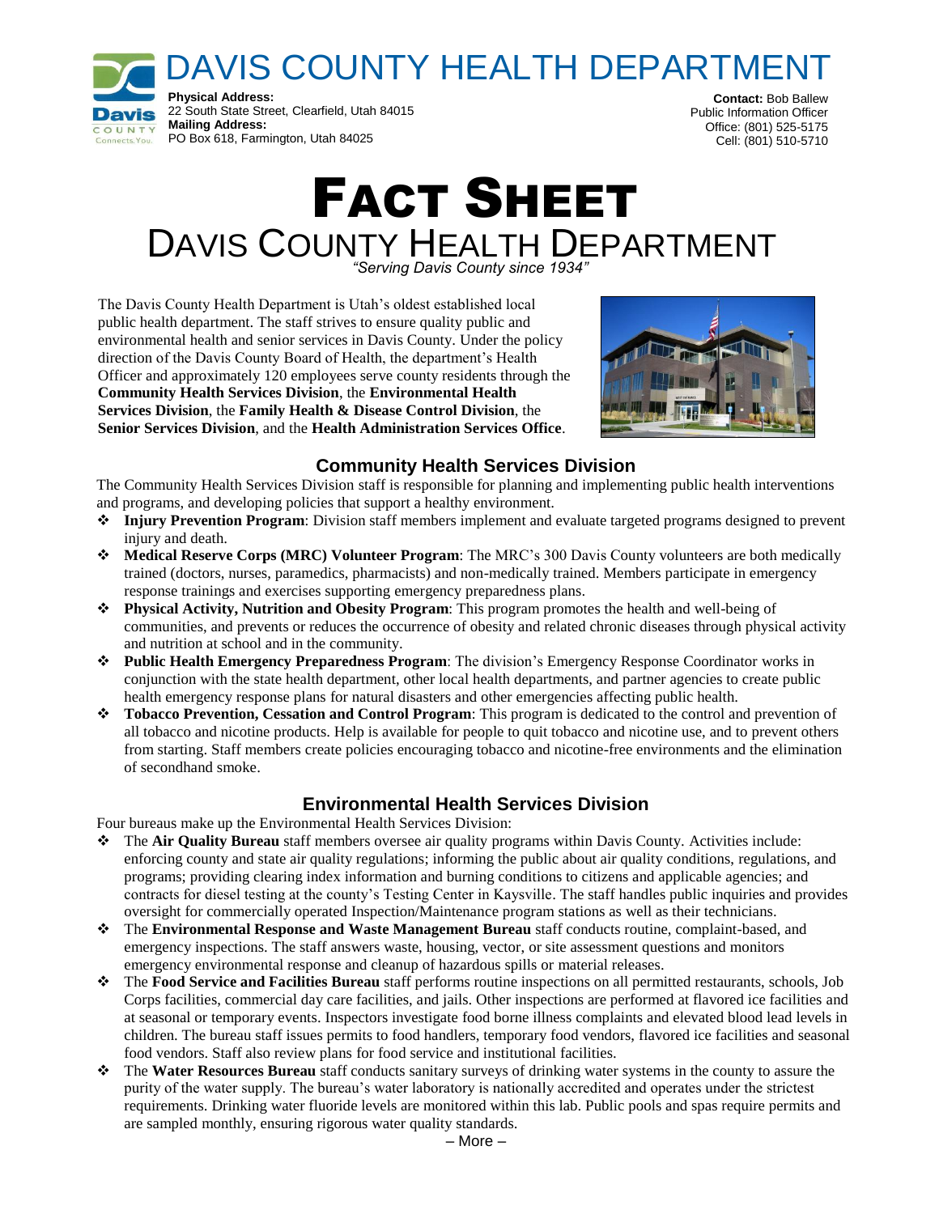# DAVIS COUNTY HEALTH DEPARTMENT

**Physical Address:**
22 South State Street, Clearfield, Utah 84015
**Mailing Address:**
PO Box 618, Farmington, Utah 84025

**Contact:** Bob Ballew
Public Information Officer
Office: (801) 525-5175
Cell: (801) 510-5710

# FACT SHEET

## DAVIS COUNTY HEALTH DEPARTMENT

*"Serving Davis County since 1934"*

The Davis County Health Department is Utah's oldest established local public health department. The staff strives to ensure quality public and environmental health and senior services in Davis County. Under the policy direction of the Davis County Board of Health, the department's Health Officer and approximately 120 employees serve county residents through the **Community Health Services Division**, the **Environmental Health Services Division**, the **Family Health & Disease Control Division**, the **Senior Services Division**, and the **Health Administration Services Office**.

### Community Health Services Division

The Community Health Services Division staff is responsible for planning and implementing public health interventions and programs, and developing policies that support a healthy environment.

- **Injury Prevention Program**: Division staff members implement and evaluate targeted programs designed to prevent injury and death.
- **Medical Reserve Corps (MRC) Volunteer Program**: The MRC's 300 Davis County volunteers are both medically trained (doctors, nurses, paramedics, pharmacists) and non-medically trained. Members participate in emergency response trainings and exercises supporting emergency preparedness plans.
- **Physical Activity, Nutrition and Obesity Program**: This program promotes the health and well-being of communities, and prevents or reduces the occurrence of obesity and related chronic diseases through physical activity and nutrition at school and in the community.
- **Public Health Emergency Preparedness Program**: The division's Emergency Response Coordinator works in conjunction with the state health department, other local health departments, and partner agencies to create public health emergency response plans for natural disasters and other emergencies affecting public health.
- **Tobacco Prevention, Cessation and Control Program**: This program is dedicated to the control and prevention of all tobacco and nicotine products. Help is available for people to quit tobacco and nicotine use, and to prevent others from starting. Staff members create policies encouraging tobacco and nicotine-free environments and the elimination of secondhand smoke.

### Environmental Health Services Division

Four bureaus make up the Environmental Health Services Division:

- The **Air Quality Bureau** staff members oversee air quality programs within Davis County. Activities include: enforcing county and state air quality regulations; informing the public about air quality conditions, regulations, and programs; providing clearing index information and burning conditions to citizens and applicable agencies; and contracts for diesel testing at the county's Testing Center in Kaysville. The staff handles public inquiries and provides oversight for commercially operated Inspection/Maintenance program stations as well as their technicians.
- The **Environmental Response and Waste Management Bureau** staff conducts routine, complaint-based, and emergency inspections. The staff answers waste, housing, vector, or site assessment questions and monitors emergency environmental response and cleanup of hazardous spills or material releases.
- The **Food Service and Facilities Bureau** staff performs routine inspections on all permitted restaurants, schools, Job Corps facilities, commercial day care facilities, and jails. Other inspections are performed at flavored ice facilities and at seasonal or temporary events. Inspectors investigate food borne illness complaints and elevated blood lead levels in children. The bureau staff issues permits to food handlers, temporary food vendors, flavored ice facilities and seasonal food vendors. Staff also review plans for food service and institutional facilities.
- The **Water Resources Bureau** staff conducts sanitary surveys of drinking water systems in the county to assure the purity of the water supply. The bureau's water laboratory is nationally accredited and operates under the strictest requirements. Drinking water fluoride levels are monitored within this lab. Public pools and spas require permits and are sampled monthly, ensuring rigorous water quality standards.

– More –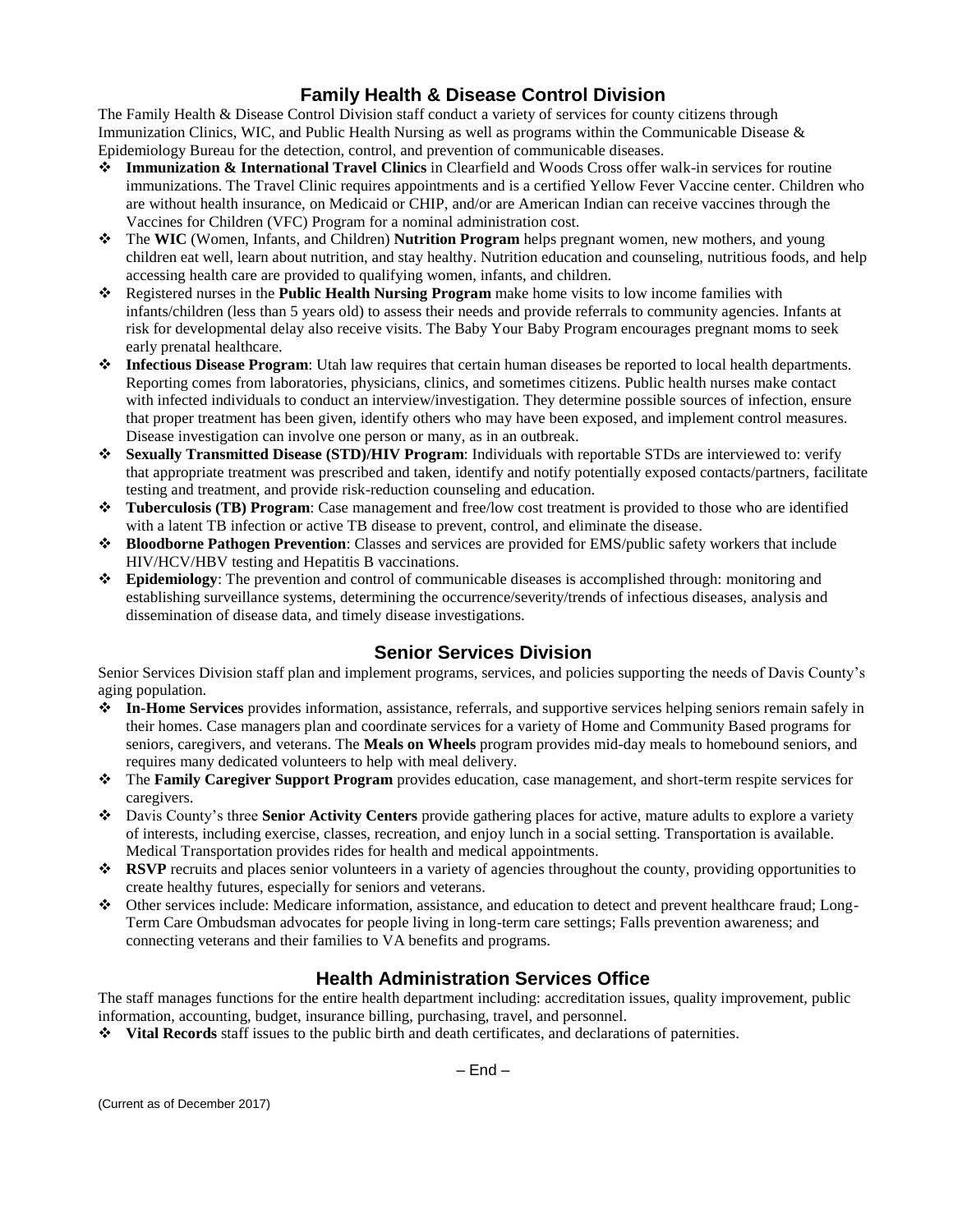## Family Health & Disease Control Division

The Family Health & Disease Control Division staff conduct a variety of services for county citizens through Immunization Clinics, WIC, and Public Health Nursing as well as programs within the Communicable Disease & Epidemiology Bureau for the detection, control, and prevention of communicable diseases.

- **Immunization & International Travel Clinics** in Clearfield and Woods Cross offer walk-in services for routine immunizations. The Travel Clinic requires appointments and is a certified Yellow Fever Vaccine center. Children who are without health insurance, on Medicaid or CHIP, and/or are American Indian can receive vaccines through the Vaccines for Children (VFC) Program for a nominal administration cost.
- The **WIC** (Women, Infants, and Children) **Nutrition Program** helps pregnant women, new mothers, and young children eat well, learn about nutrition, and stay healthy. Nutrition education and counseling, nutritious foods, and help accessing health care are provided to qualifying women, infants, and children.
- Registered nurses in the **Public Health Nursing Program** make home visits to low income families with infants/children (less than 5 years old) to assess their needs and provide referrals to community agencies. Infants at risk for developmental delay also receive visits. The Baby Your Baby Program encourages pregnant moms to seek early prenatal healthcare.
- **Infectious Disease Program**: Utah law requires that certain human diseases be reported to local health departments. Reporting comes from laboratories, physicians, clinics, and sometimes citizens. Public health nurses make contact with infected individuals to conduct an interview/investigation. They determine possible sources of infection, ensure that proper treatment has been given, identify others who may have been exposed, and implement control measures. Disease investigation can involve one person or many, as in an outbreak.
- **Sexually Transmitted Disease (STD)/HIV Program**: Individuals with reportable STDs are interviewed to: verify that appropriate treatment was prescribed and taken, identify and notify potentially exposed contacts/partners, facilitate testing and treatment, and provide risk-reduction counseling and education.
- **Tuberculosis (TB) Program**: Case management and free/low cost treatment is provided to those who are identified with a latent TB infection or active TB disease to prevent, control, and eliminate the disease.
- **Bloodborne Pathogen Prevention**: Classes and services are provided for EMS/public safety workers that include HIV/HCV/HBV testing and Hepatitis B vaccinations.
- **Epidemiology**: The prevention and control of communicable diseases is accomplished through: monitoring and establishing surveillance systems, determining the occurrence/severity/trends of infectious diseases, analysis and dissemination of disease data, and timely disease investigations.

## Senior Services Division

Senior Services Division staff plan and implement programs, services, and policies supporting the needs of Davis County's aging population.

- **In-Home Services** provides information, assistance, referrals, and supportive services helping seniors remain safely in their homes. Case managers plan and coordinate services for a variety of Home and Community Based programs for seniors, caregivers, and veterans. The **Meals on Wheels** program provides mid-day meals to homebound seniors, and requires many dedicated volunteers to help with meal delivery.
- The **Family Caregiver Support Program** provides education, case management, and short-term respite services for caregivers.
- Davis County's three **Senior Activity Centers** provide gathering places for active, mature adults to explore a variety of interests, including exercise, classes, recreation, and enjoy lunch in a social setting. Transportation is available. Medical Transportation provides rides for health and medical appointments.
- **RSVP** recruits and places senior volunteers in a variety of agencies throughout the county, providing opportunities to create healthy futures, especially for seniors and veterans.
- Other services include: Medicare information, assistance, and education to detect and prevent healthcare fraud; Long-Term Care Ombudsman advocates for people living in long-term care settings; Falls prevention awareness; and connecting veterans and their families to VA benefits and programs.

## Health Administration Services Office

The staff manages functions for the entire health department including: accreditation issues, quality improvement, public information, accounting, budget, insurance billing, purchasing, travel, and personnel.

- **Vital Records** staff issues to the public birth and death certificates, and declarations of paternities.

– End –

(Current as of December 2017)